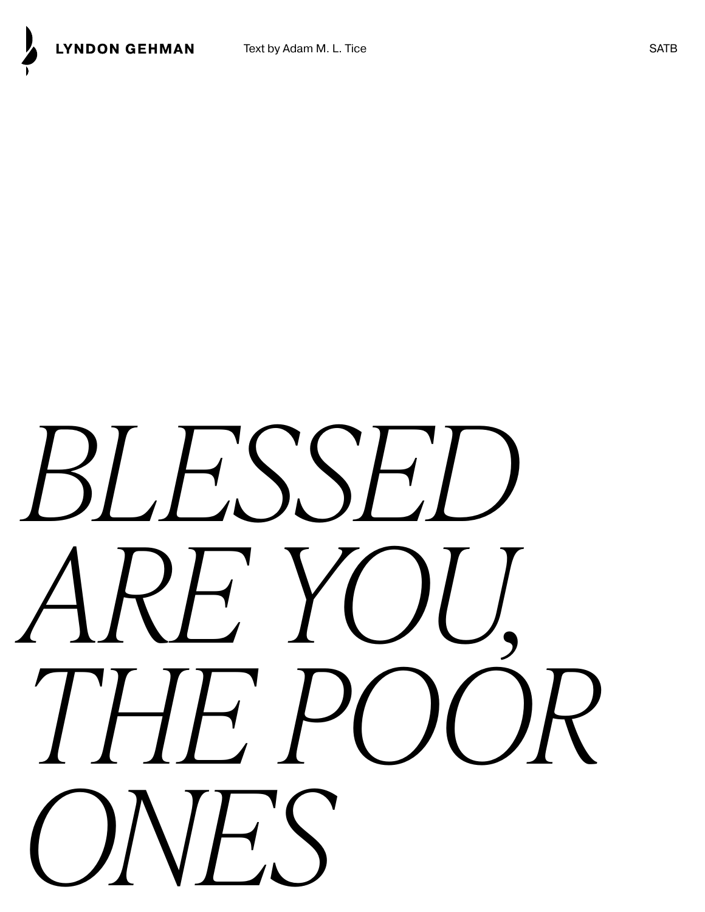**LYNDON GEHMAN** Text by Adam M. L. Tice SATB

# *BLESSED ARE YOU, THE POOR ONES*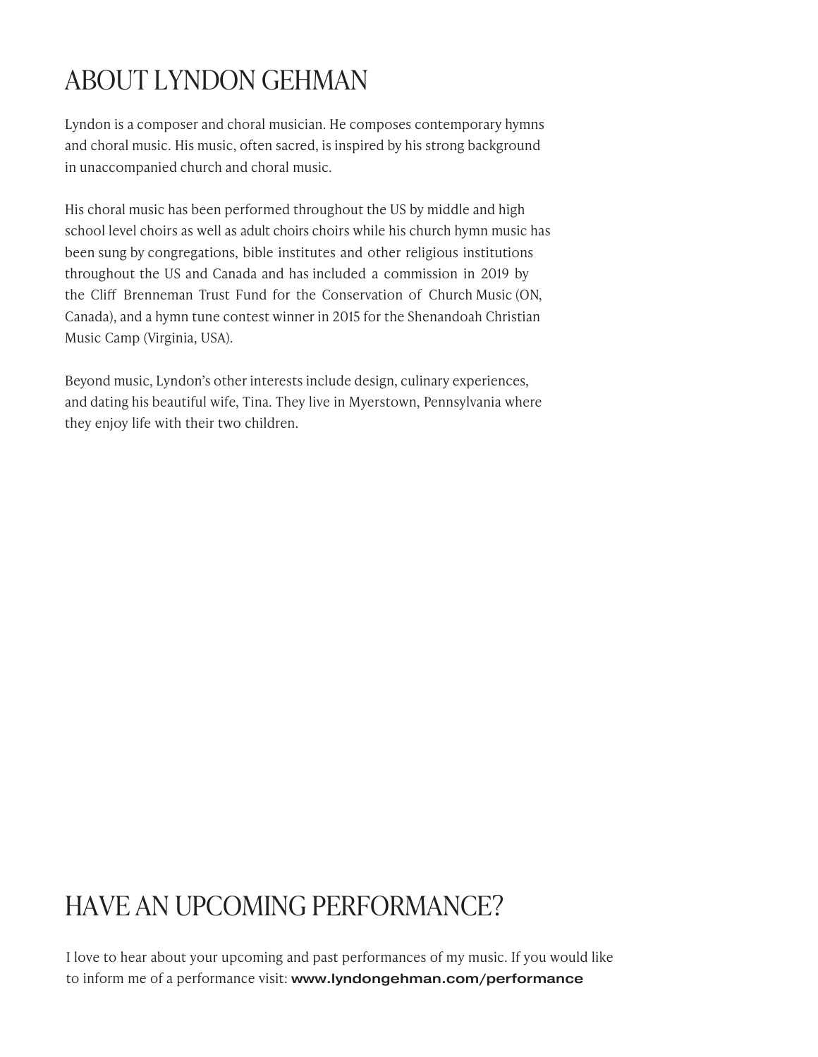# ABOUT LYNDON GEHMAN

Lyndon is a composer and choral musician. He composes contemporary hymns and choral music. His music, often sacred, is inspired by his strong background in unaccompanied church and choral music.

His choral music has been performed throughout the US by middle and high school level choirs as well as adult choirs choirs while his church hymn music has been sung by congregations, bible institutes and other religious institutions throughout the US and Canada and has included a commission in 2019 by the Cliff Brenneman Trust Fund for the Conservation of Church Music (ON, Canada), and a hymn tune contest winner in 2015 for the Shenandoah Christian Music Camp (Virginia, USA).

Beyond music, Lyndon's other interests include design, culinary experiences, and dating his beautiful wife, Tina. They live in Myerstown, Pennsylvania where they enjoy life with their two children.

# HAVE AN UPCOMING PERFORMANCE?

I love to hear about your upcoming and past performances of my music. If you would like to inform me of a performance visit: **www.lyndongehman.com/performance**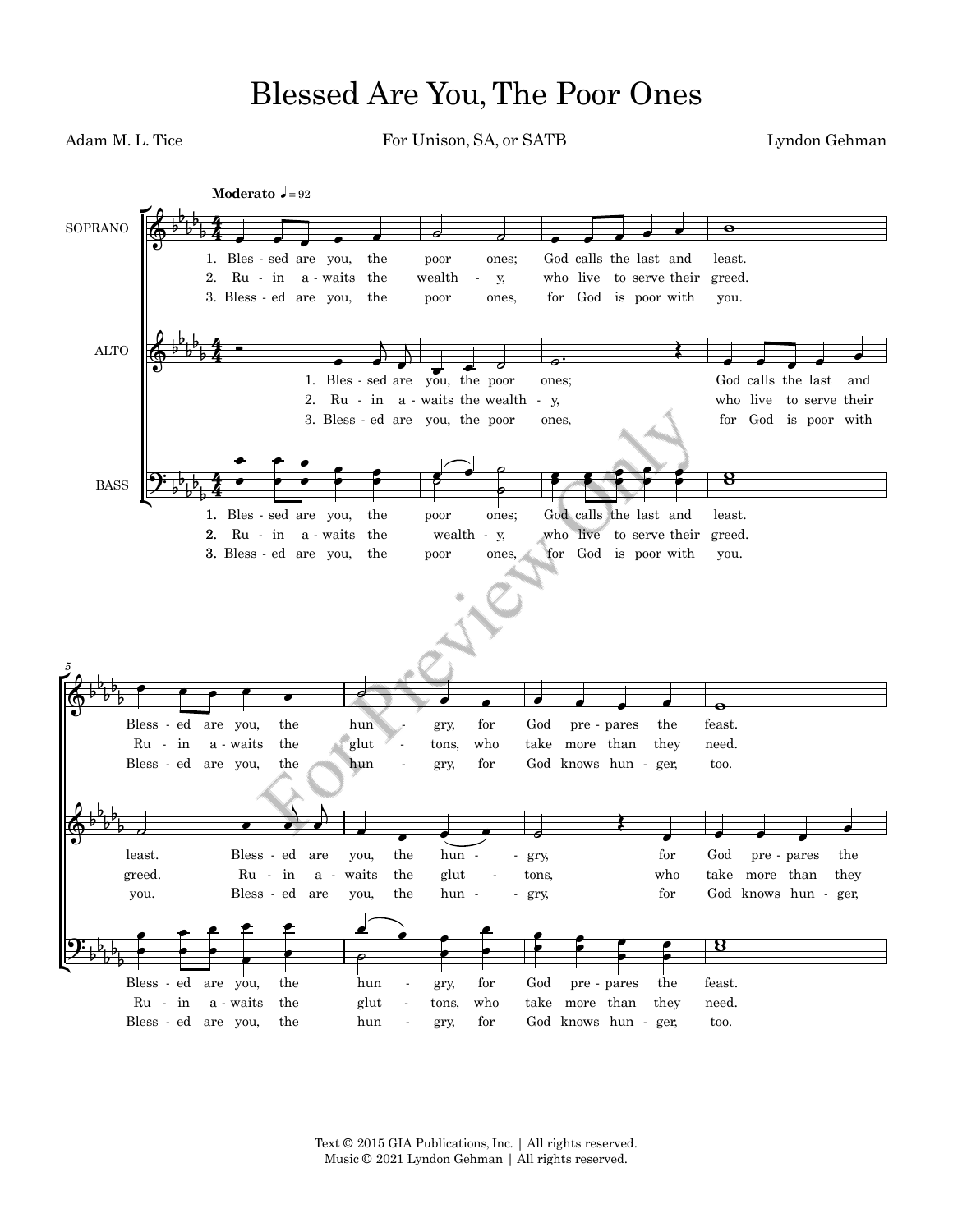# Blessed Are You, The Poor Ones

Adam M. L. Tice

For Unison, SA, or SATB

Lyndon Gehman

**Moderato** ♩ = 92

SOPRANO

1. Bles - sed are you, the poor ones; God calls the last and least.
2. Ru - in a - waits the wealth - y, who live to serve their greed.
3. Bless - ed are you, the poor ones, for God is poor with you.

ALTO

1. Bles - sed are you, the poor ones; God calls the last and least.
2. Ru - in a - waits the wealth - y, who live to serve their greed.
3. Bless - ed are you, the poor ones, for God is poor with you.

BASS

1. Bles - sed are you, the poor ones; God calls the last and least.
2. Ru - in a - waits the wealth - y, who live to serve their greed.
3. Bless - ed are you, the poor ones, for God is poor with you.

5

SOPRANO

Bless - ed are you, the hun - gry, for God pre - pares the feast.
Ru - in a - waits the glut - tons, who take more than they need.
Bless - ed are you, the hun - gry, for God knows hun - ger, too.

ALTO

Bless - ed are you, the hun - gry, for God pre - pares the
Ru - in a - waits the glut - tons, who take more than they
Bless - ed are you, the hun - gry, for God knows hun - ger,

BASS

Bless - ed are you, the hun - gry, for God pre - pares the feast.
Ru - in a - waits the glut - tons, who take more than they need.
Bless - ed are you, the hun - gry, for God knows hun - ger, too.

Text © 2015 GIA Publications, Inc. | All rights reserved.
Music © 2021 Lyndon Gehman | All rights reserved.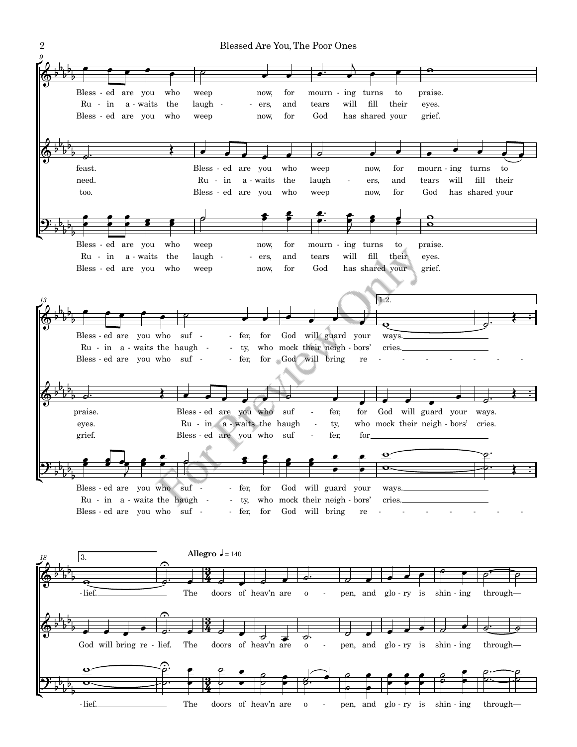Blessed are you who weep now, for mourning turns to praise.
Blessed are you who suffer, for God will guard your ways.

Ruin awaits the laughers, and tears will fill their eyes.
Ruin awaits the haughty, who mock their neighbors' cries.

Blessed are you who weep now, for God has shared your grief.
Blessed are you who suffer, for God will bring relief.

**Allegro** ♩ = 140

The doors of heav'n are open, and glory is shining through—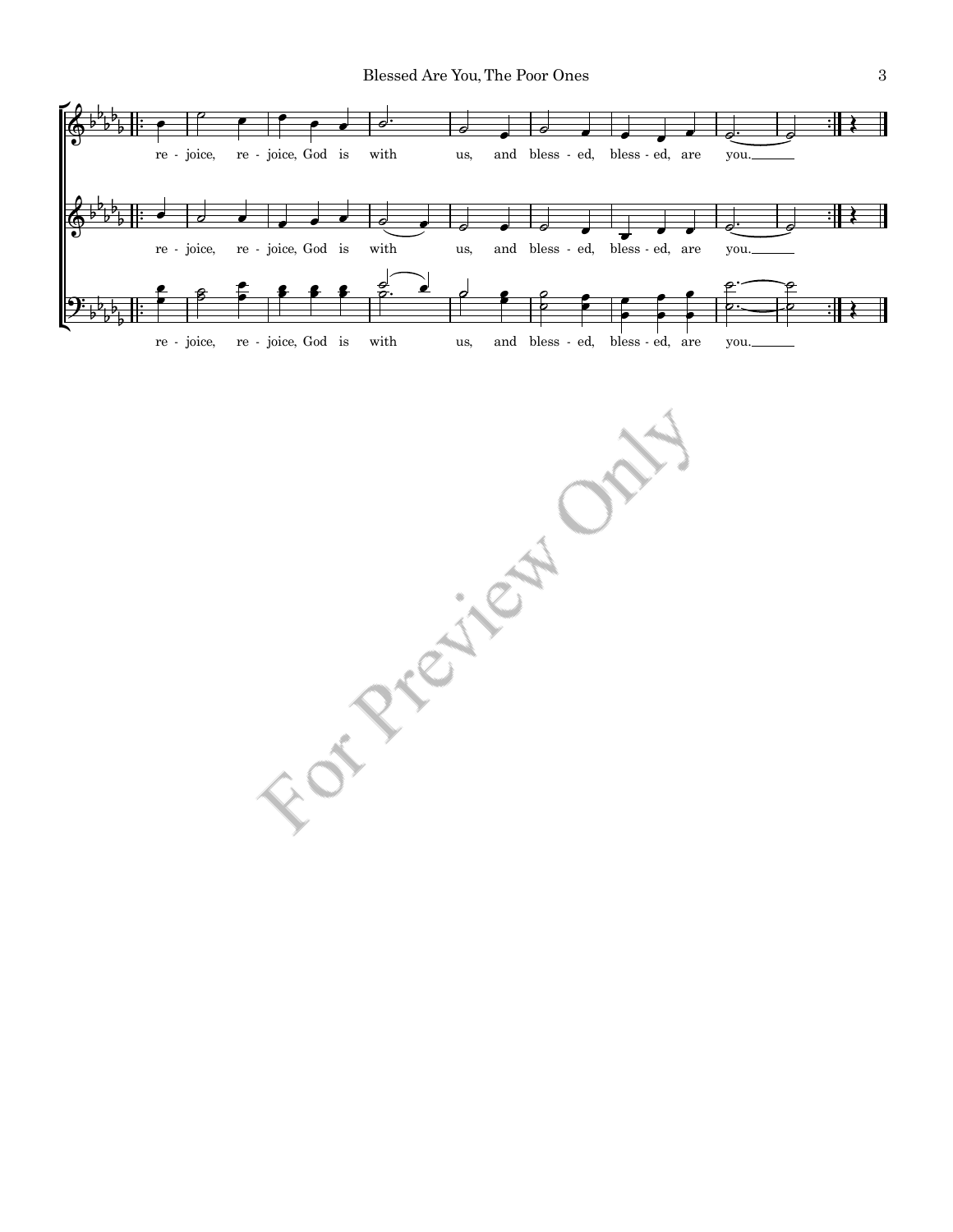re - joice, re - joice, God is with us, and bless - ed, bless - ed, are you.

re - joice, re - joice, God is with us, and bless - ed, bless - ed, are you.

re - joice, re - joice, God is with us, and bless - ed, bless - ed, are you.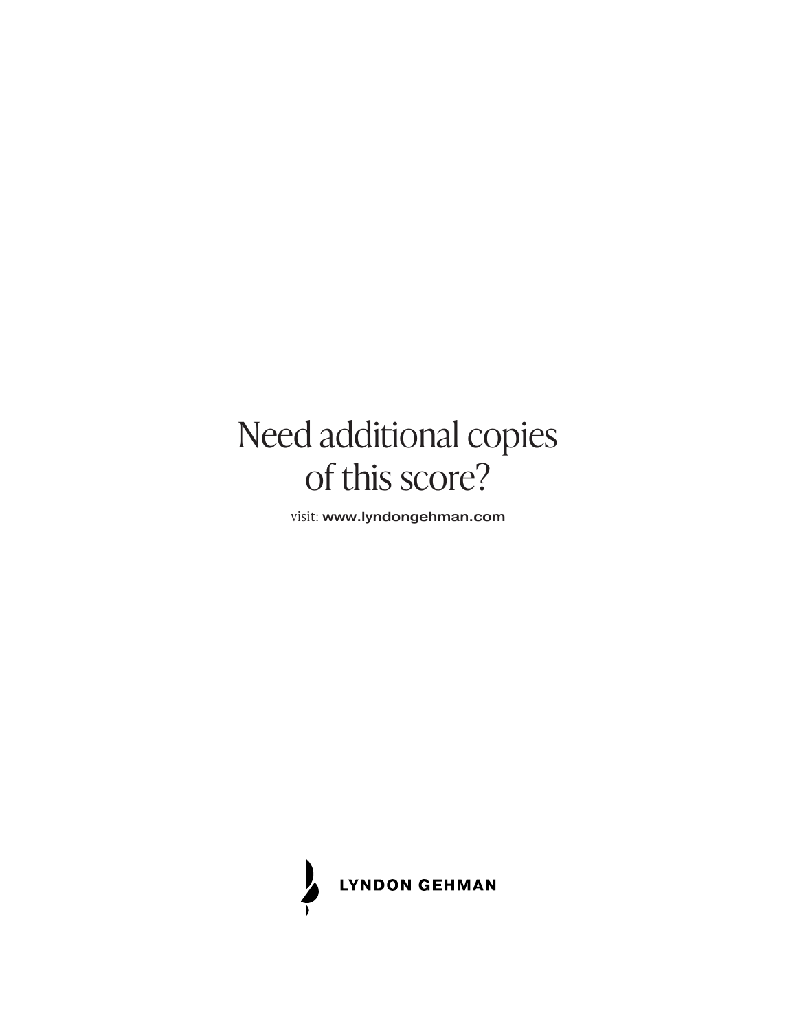# Need additional copies of this score?

visit: **www.lyndongehman.com**

**LYNDON GEHMAN**